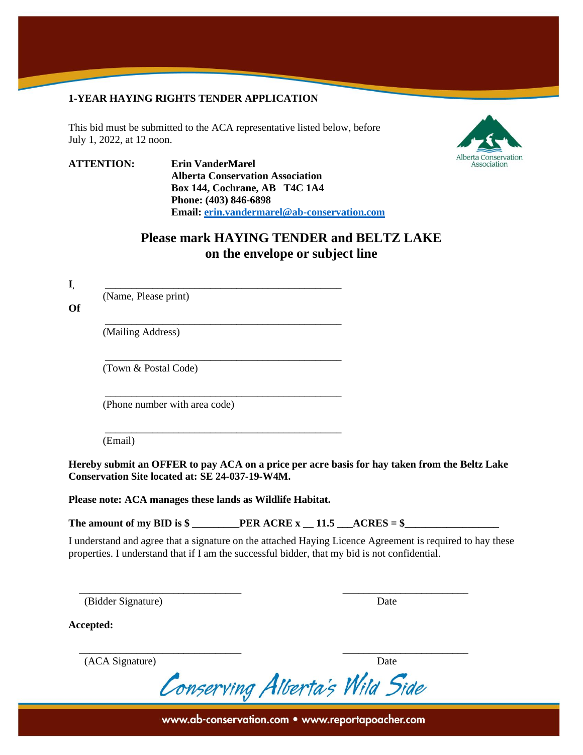**1-YEAR HAYING RIGHTS TENDER APPLICATION**

This bid must be submitted to the ACA representative listed below, before July 1, 2022, at 12 noon.

**ATTENTION:** **Erin VanderMarel**
**Alberta Conservation Association**
**Box 144, Cochrane, AB T4C 1A4**
**Phone: (403) 846-6898**
**Email: erin.vandermarel@ab-conservation.com**

## Please mark HAYING TENDER and BELTZ LAKE on the envelope or subject line

**I**, _______________________________________________
(Name, Please print)

**Of** _______________________________________________
(Mailing Address)

_______________________________________________
(Town & Postal Code)

_______________________________________________
(Phone number with area code)

_______________________________________________
(Email)

**Hereby submit an OFFER to pay ACA on a price per acre basis for hay taken from the Beltz Lake Conservation Site located at: SE 24-037-19-W4M.**

**Please note: ACA manages these lands as Wildlife Habitat.**

**The amount of my BID is $ _________PER ACRE x __ 11.5 ___ACRES = $_________________**

I understand and agree that a signature on the attached Haying Licence Agreement is required to hay these properties. I understand that if I am the successful bidder, that my bid is not confidential.

_______________________________ _______________________
(Bidder Signature) Date

**Accepted:**

_______________________________ _______________________
(ACA Signature) Date

Conserving Alberta's Wild Side

www.ab-conservation.com • www.reportapoacher.com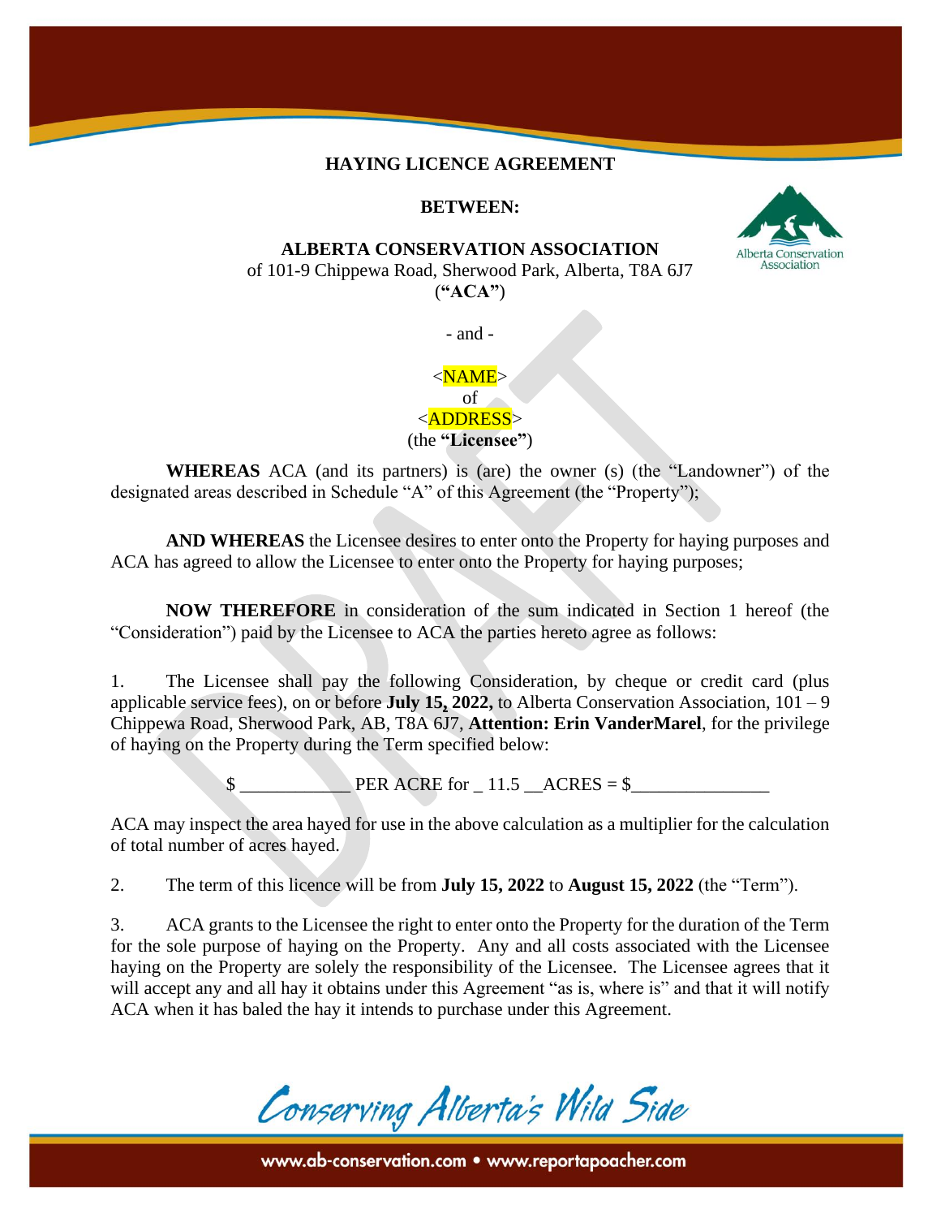**HAYING LICENCE AGREEMENT**

**BETWEEN:**

**ALBERTA CONSERVATION ASSOCIATION**
of 101-9 Chippewa Road, Sherwood Park, Alberta, T8A 6J7
(**"ACA"**)

- and -

<NAME>
of
<ADDRESS>
(the **"Licensee"**)

**WHEREAS** ACA (and its partners) is (are) the owner (s) (the "Landowner") of the designated areas described in Schedule "A" of this Agreement (the "Property");

**AND WHEREAS** the Licensee desires to enter onto the Property for haying purposes and ACA has agreed to allow the Licensee to enter onto the Property for haying purposes;

**NOW THEREFORE** in consideration of the sum indicated in Section 1 hereof (the "Consideration") paid by the Licensee to ACA the parties hereto agree as follows:

1. The Licensee shall pay the following Consideration, by cheque or credit card (plus applicable service fees), on or before **July 15, 2022,** to Alberta Conservation Association, 101 – 9 Chippewa Road, Sherwood Park, AB, T8A 6J7, **Attention: Erin VanderMarel**, for the privilege of haying on the Property during the Term specified below:

$ ____________ PER ACRE for _ 11.5 __ACRES = $_______________

ACA may inspect the area hayed for use in the above calculation as a multiplier for the calculation of total number of acres hayed.

2. The term of this licence will be from **July 15, 2022** to **August 15, 2022** (the "Term").

3. ACA grants to the Licensee the right to enter onto the Property for the duration of the Term for the sole purpose of haying on the Property. Any and all costs associated with the Licensee haying on the Property are solely the responsibility of the Licensee. The Licensee agrees that it will accept any and all hay it obtains under this Agreement "as is, where is" and that it will notify ACA when it has baled the hay it intends to purchase under this Agreement.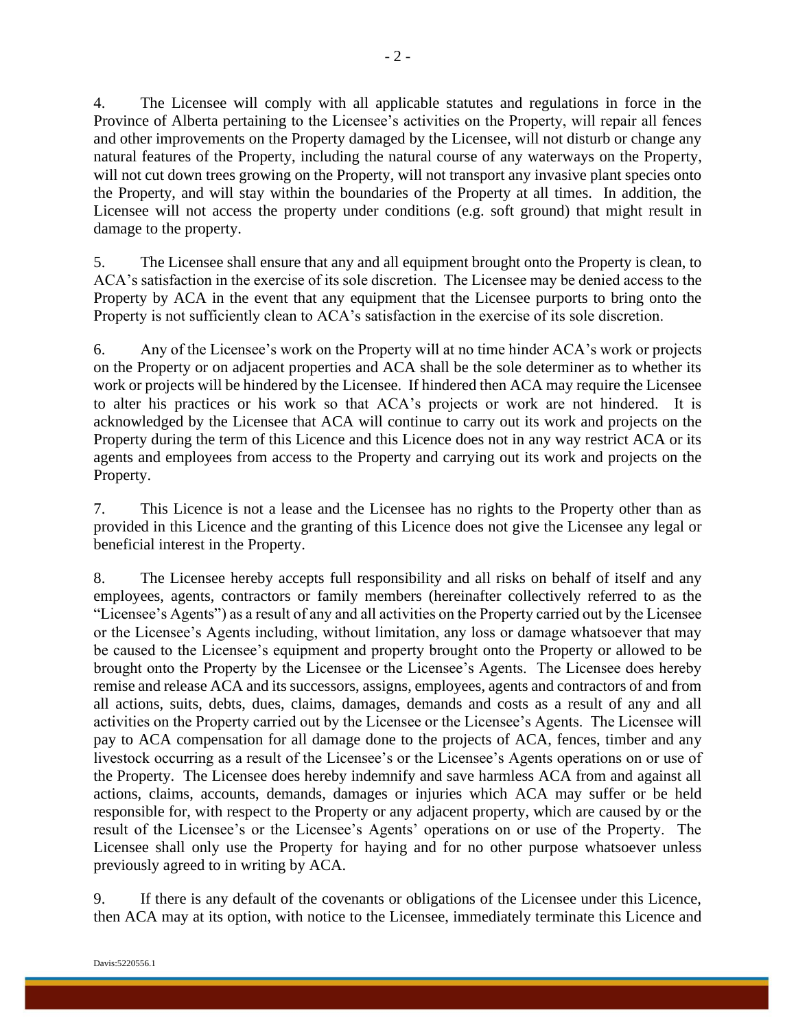4. The Licensee will comply with all applicable statutes and regulations in force in the Province of Alberta pertaining to the Licensee's activities on the Property, will repair all fences and other improvements on the Property damaged by the Licensee, will not disturb or change any natural features of the Property, including the natural course of any waterways on the Property, will not cut down trees growing on the Property, will not transport any invasive plant species onto the Property, and will stay within the boundaries of the Property at all times. In addition, the Licensee will not access the property under conditions (e.g. soft ground) that might result in damage to the property.

5. The Licensee shall ensure that any and all equipment brought onto the Property is clean, to ACA's satisfaction in the exercise of its sole discretion. The Licensee may be denied access to the Property by ACA in the event that any equipment that the Licensee purports to bring onto the Property is not sufficiently clean to ACA's satisfaction in the exercise of its sole discretion.

6. Any of the Licensee's work on the Property will at no time hinder ACA's work or projects on the Property or on adjacent properties and ACA shall be the sole determiner as to whether its work or projects will be hindered by the Licensee. If hindered then ACA may require the Licensee to alter his practices or his work so that ACA's projects or work are not hindered. It is acknowledged by the Licensee that ACA will continue to carry out its work and projects on the Property during the term of this Licence and this Licence does not in any way restrict ACA or its agents and employees from access to the Property and carrying out its work and projects on the Property.

7. This Licence is not a lease and the Licensee has no rights to the Property other than as provided in this Licence and the granting of this Licence does not give the Licensee any legal or beneficial interest in the Property.

8. The Licensee hereby accepts full responsibility and all risks on behalf of itself and any employees, agents, contractors or family members (hereinafter collectively referred to as the "Licensee's Agents") as a result of any and all activities on the Property carried out by the Licensee or the Licensee's Agents including, without limitation, any loss or damage whatsoever that may be caused to the Licensee's equipment and property brought onto the Property or allowed to be brought onto the Property by the Licensee or the Licensee's Agents. The Licensee does hereby remise and release ACA and its successors, assigns, employees, agents and contractors of and from all actions, suits, debts, dues, claims, damages, demands and costs as a result of any and all activities on the Property carried out by the Licensee or the Licensee's Agents. The Licensee will pay to ACA compensation for all damage done to the projects of ACA, fences, timber and any livestock occurring as a result of the Licensee's or the Licensee's Agents operations on or use of the Property. The Licensee does hereby indemnify and save harmless ACA from and against all actions, claims, accounts, demands, damages or injuries which ACA may suffer or be held responsible for, with respect to the Property or any adjacent property, which are caused by or the result of the Licensee's or the Licensee's Agents' operations on or use of the Property. The Licensee shall only use the Property for haying and for no other purpose whatsoever unless previously agreed to in writing by ACA.

9. If there is any default of the covenants or obligations of the Licensee under this Licence, then ACA may at its option, with notice to the Licensee, immediately terminate this Licence and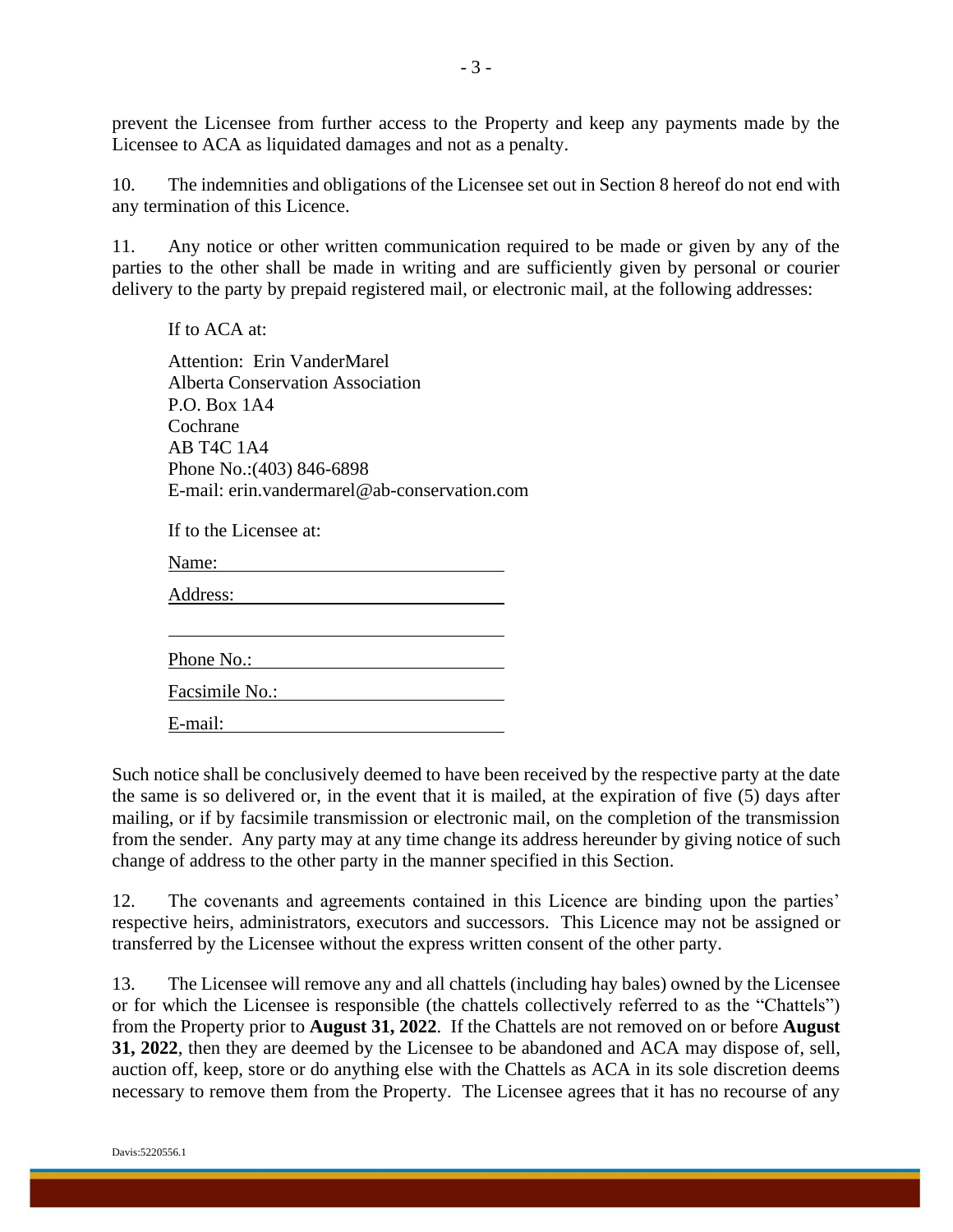prevent the Licensee from further access to the Property and keep any payments made by the Licensee to ACA as liquidated damages and not as a penalty.

10. The indemnities and obligations of the Licensee set out in Section 8 hereof do not end with any termination of this Licence.

11. Any notice or other written communication required to be made or given by any of the parties to the other shall be made in writing and are sufficiently given by personal or courier delivery to the party by prepaid registered mail, or electronic mail, at the following addresses:

If to ACA at:

Attention: Erin VanderMarel
Alberta Conservation Association
P.O. Box 1A4
Cochrane
AB T4C 1A4
Phone No.:(403) 846-6898
E-mail: erin.vandermarel@ab-conservation.com

If to the Licensee at:

Name: ______________________________

Address: ____________________________

____________________________________

Phone No.: __________________________

Facsimile No.: _______________________

E-mail: _____________________________

Such notice shall be conclusively deemed to have been received by the respective party at the date the same is so delivered or, in the event that it is mailed, at the expiration of five (5) days after mailing, or if by facsimile transmission or electronic mail, on the completion of the transmission from the sender. Any party may at any time change its address hereunder by giving notice of such change of address to the other party in the manner specified in this Section.

12. The covenants and agreements contained in this Licence are binding upon the parties' respective heirs, administrators, executors and successors. This Licence may not be assigned or transferred by the Licensee without the express written consent of the other party.

13. The Licensee will remove any and all chattels (including hay bales) owned by the Licensee or for which the Licensee is responsible (the chattels collectively referred to as the "Chattels") from the Property prior to **August 31, 2022**. If the Chattels are not removed on or before **August 31, 2022**, then they are deemed by the Licensee to be abandoned and ACA may dispose of, sell, auction off, keep, store or do anything else with the Chattels as ACA in its sole discretion deems necessary to remove them from the Property. The Licensee agrees that it has no recourse of any

Davis:5220556.1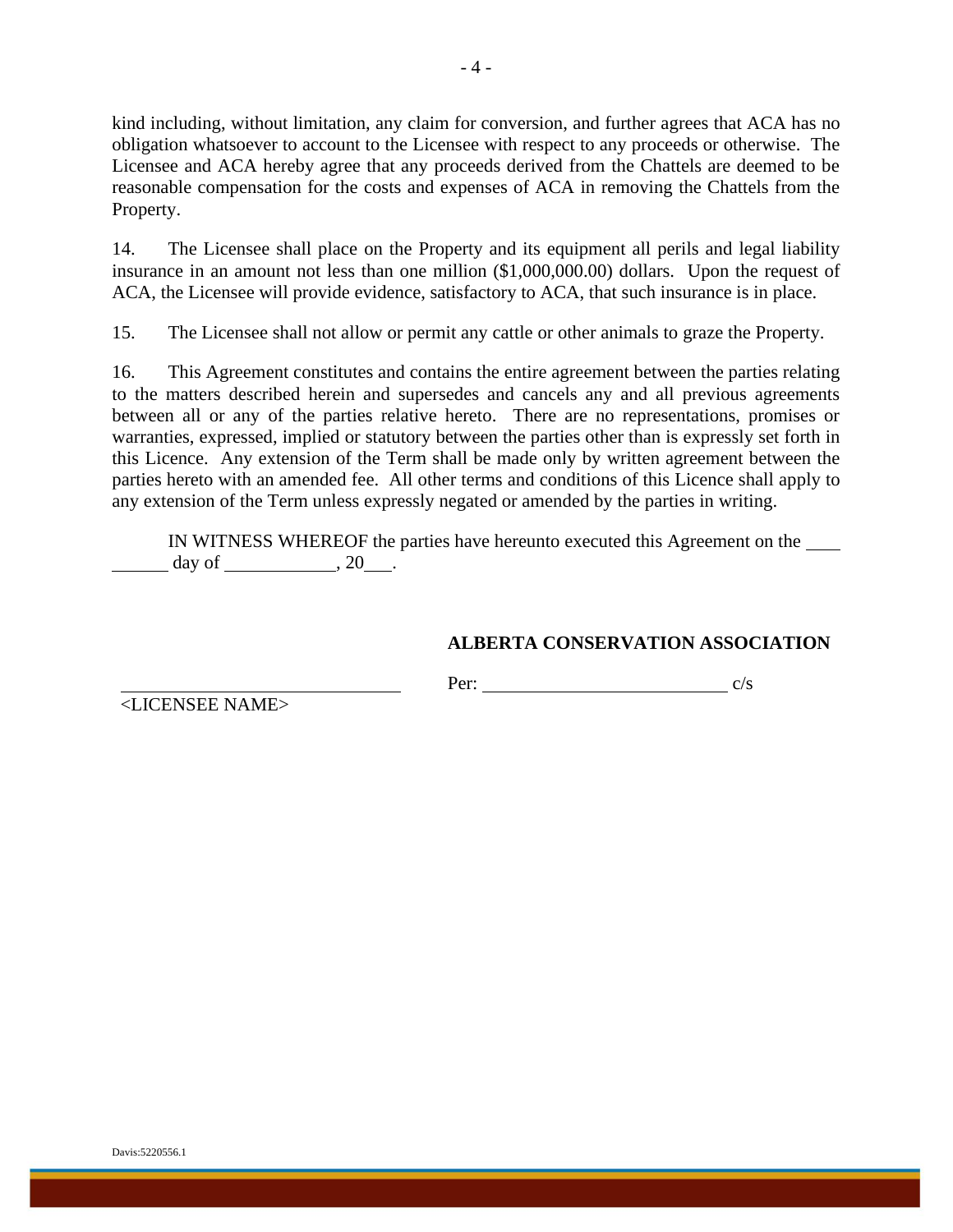kind including, without limitation, any claim for conversion, and further agrees that ACA has no obligation whatsoever to account to the Licensee with respect to any proceeds or otherwise. The Licensee and ACA hereby agree that any proceeds derived from the Chattels are deemed to be reasonable compensation for the costs and expenses of ACA in removing the Chattels from the Property.

14. The Licensee shall place on the Property and its equipment all perils and legal liability insurance in an amount not less than one million ($1,000,000.00) dollars. Upon the request of ACA, the Licensee will provide evidence, satisfactory to ACA, that such insurance is in place.

15. The Licensee shall not allow or permit any cattle or other animals to graze the Property.

16. This Agreement constitutes and contains the entire agreement between the parties relating to the matters described herein and supersedes and cancels any and all previous agreements between all or any of the parties relative hereto. There are no representations, promises or warranties, expressed, implied or statutory between the parties other than is expressly set forth in this Licence. Any extension of the Term shall be made only by written agreement between the parties hereto with an amended fee. All other terms and conditions of this Licence shall apply to any extension of the Term unless expressly negated or amended by the parties in writing.

IN WITNESS WHEREOF the parties have hereunto executed this Agreement on the ____ ______ day of ____________, 20___.

**ALBERTA CONSERVATION ASSOCIATION**

______________________________ Per: __________________________ c/s

<LICENSEE NAME>

Davis:5220556.1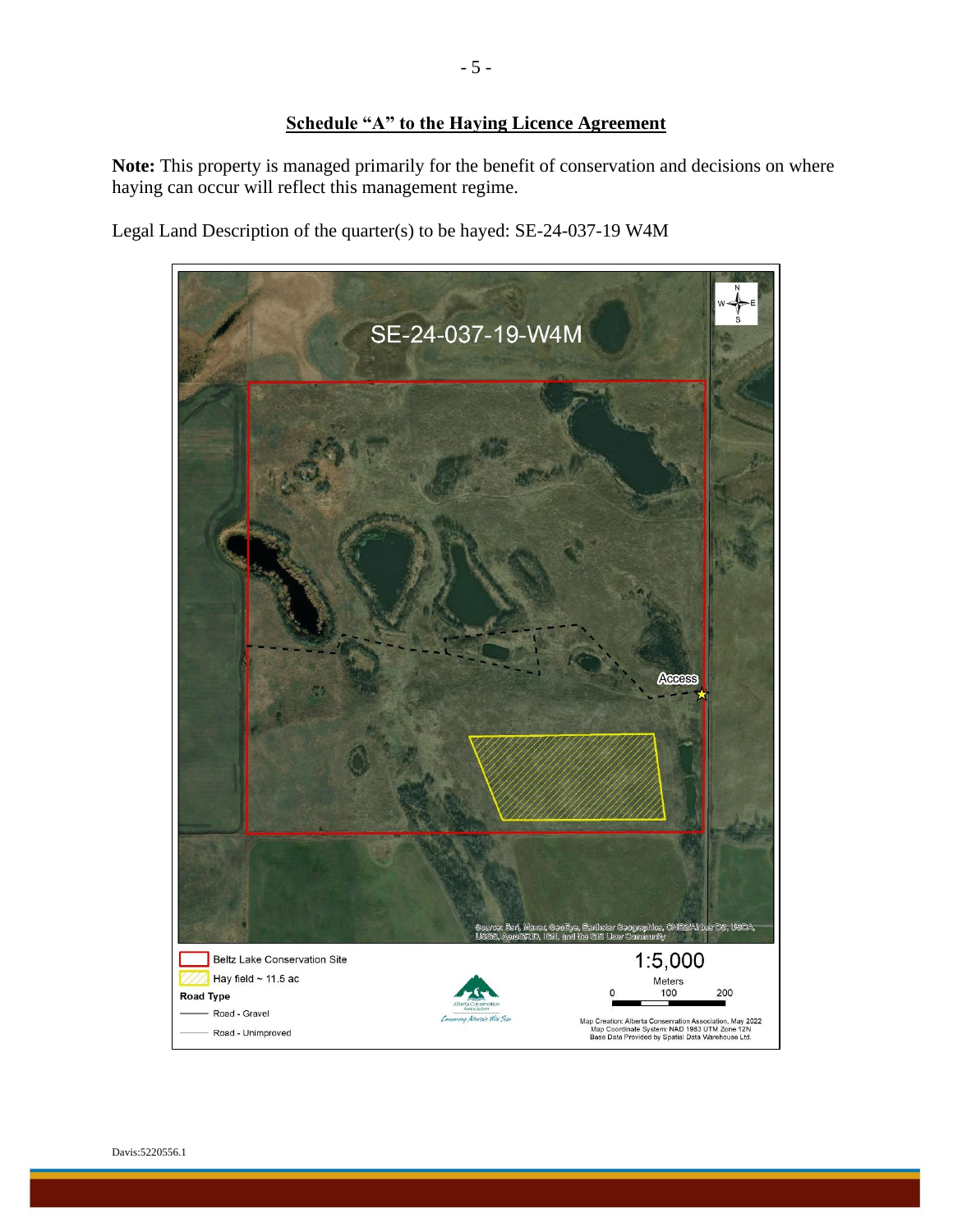## Schedule "A" to the Haying Licence Agreement

**Note:** This property is managed primarily for the benefit of conservation and decisions on where haying can occur will reflect this management regime.

Legal Land Description of the quarter(s) to be hayed: SE-24-037-19 W4M

SE-24-037-19-W4M

Access

Source: Esri, Maxar, GeoEye, Earthstar Geographics, CNES/Airbus DS, USDA, USGS, AeroGRID, IGN, and the GIS User Community

Beltz Lake Conservation Site

Hay field ~ 11.5 ac

**Road Type**

Road - Gravel

Road - Unimproved

Alberta Conservation Association

Conserving Alberta's Wild Side

1:5,000

Meters

0 100 200

Map Creation: Alberta Conservation Association, May 2022
Map Coordinate System: NAD 1983 UTM Zone 12N
Base Data Provided by Spatial Data Warehouse Ltd.

Davis:5220556.1